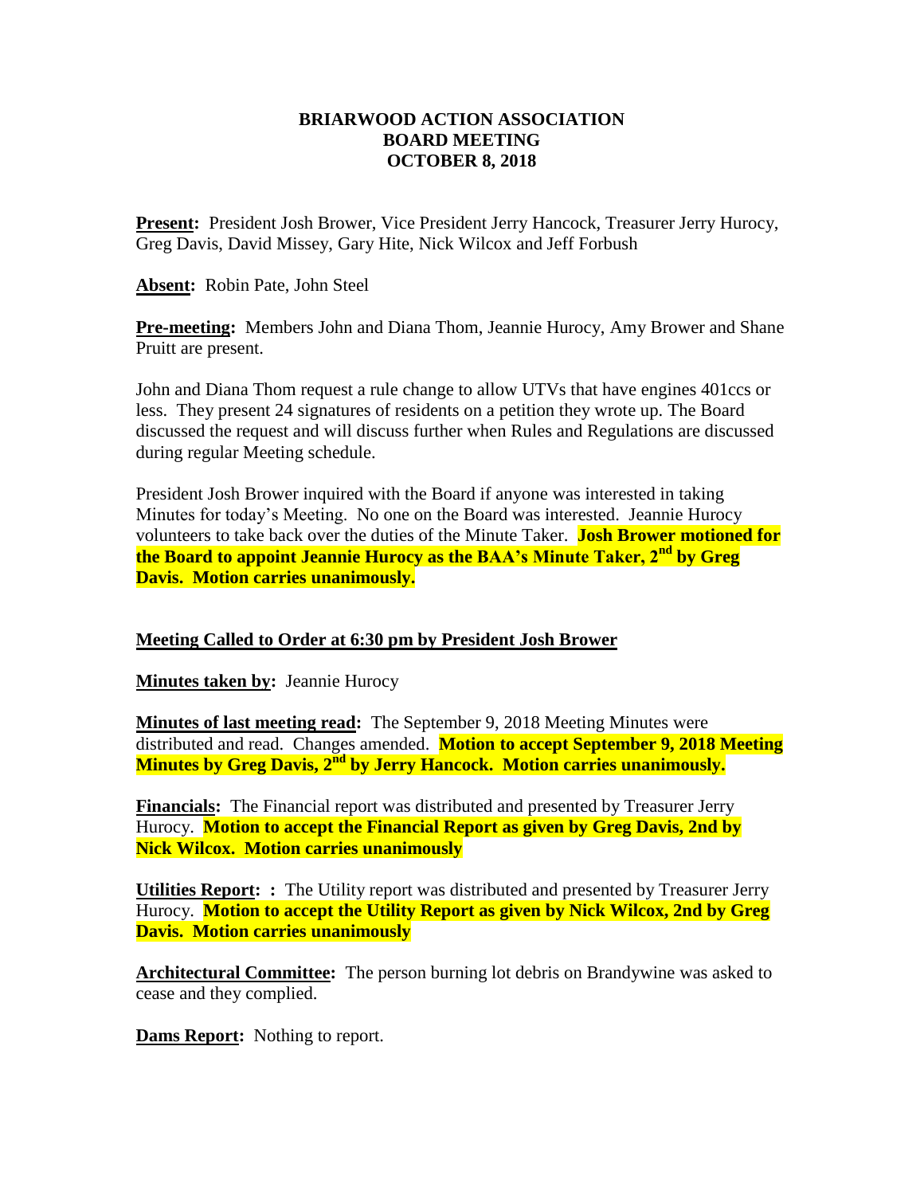# BRIARWOOD ACTION ASSOCIATION
## BOARD MEETING
## OCTOBER 8, 2018

**Present:** President Josh Brower, Vice President Jerry Hancock, Treasurer Jerry Hurocy, Greg Davis, David Missey, Gary Hite, Nick Wilcox and Jeff Forbush

**Absent:** Robin Pate, John Steel

**Pre-meeting:** Members John and Diana Thom, Jeannie Hurocy, Amy Brower and Shane Pruitt are present.

John and Diana Thom request a rule change to allow UTVs that have engines 401ccs or less. They present 24 signatures of residents on a petition they wrote up. The Board discussed the request and will discuss further when Rules and Regulations are discussed during regular Meeting schedule.

President Josh Brower inquired with the Board if anyone was interested in taking Minutes for today's Meeting. No one on the Board was interested. Jeannie Hurocy volunteers to take back over the duties of the Minute Taker. **Josh Brower motioned for the Board to appoint Jeannie Hurocy as the BAA's Minute Taker, 2nd by Greg Davis. Motion carries unanimously.**

**Meeting Called to Order at 6:30 pm by President Josh Brower**

**Minutes taken by:** Jeannie Hurocy

**Minutes of last meeting read:** The September 9, 2018 Meeting Minutes were distributed and read. Changes amended. **Motion to accept September 9, 2018 Meeting Minutes by Greg Davis, 2nd by Jerry Hancock. Motion carries unanimously.**

**Financials:** The Financial report was distributed and presented by Treasurer Jerry Hurocy. **Motion to accept the Financial Report as given by Greg Davis, 2nd by Nick Wilcox. Motion carries unanimously**

**Utilities Report: :** The Utility report was distributed and presented by Treasurer Jerry Hurocy. **Motion to accept the Utility Report as given by Nick Wilcox, 2nd by Greg Davis. Motion carries unanimously**

**Architectural Committee:** The person burning lot debris on Brandywine was asked to cease and they complied.

**Dams Report:** Nothing to report.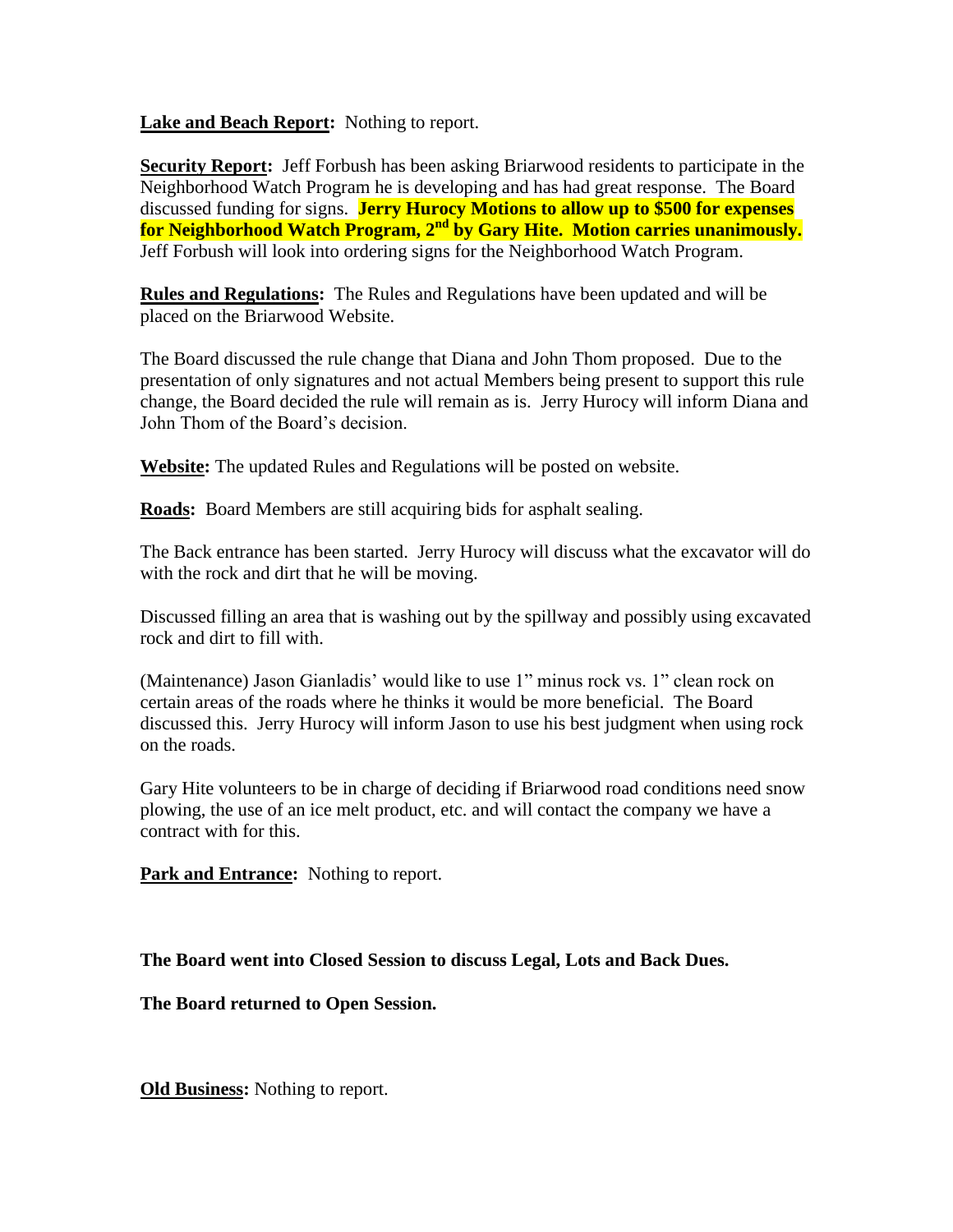**Lake and Beach Report:** Nothing to report.

**Security Report:** Jeff Forbush has been asking Briarwood residents to participate in the Neighborhood Watch Program he is developing and has had great response. The Board discussed funding for signs. **Jerry Hurocy Motions to allow up to $500 for expenses for Neighborhood Watch Program, 2nd by Gary Hite. Motion carries unanimously.** Jeff Forbush will look into ordering signs for the Neighborhood Watch Program.

**Rules and Regulations:** The Rules and Regulations have been updated and will be placed on the Briarwood Website.

The Board discussed the rule change that Diana and John Thom proposed. Due to the presentation of only signatures and not actual Members being present to support this rule change, the Board decided the rule will remain as is. Jerry Hurocy will inform Diana and John Thom of the Board's decision.

**Website:** The updated Rules and Regulations will be posted on website.

**Roads:** Board Members are still acquiring bids for asphalt sealing.

The Back entrance has been started. Jerry Hurocy will discuss what the excavator will do with the rock and dirt that he will be moving.

Discussed filling an area that is washing out by the spillway and possibly using excavated rock and dirt to fill with.

(Maintenance) Jason Gianladis' would like to use 1" minus rock vs. 1" clean rock on certain areas of the roads where he thinks it would be more beneficial. The Board discussed this. Jerry Hurocy will inform Jason to use his best judgment when using rock on the roads.

Gary Hite volunteers to be in charge of deciding if Briarwood road conditions need snow plowing, the use of an ice melt product, etc. and will contact the company we have a contract with for this.

**Park and Entrance:** Nothing to report.

**The Board went into Closed Session to discuss Legal, Lots and Back Dues.**

**The Board returned to Open Session.**

**Old Business:** Nothing to report.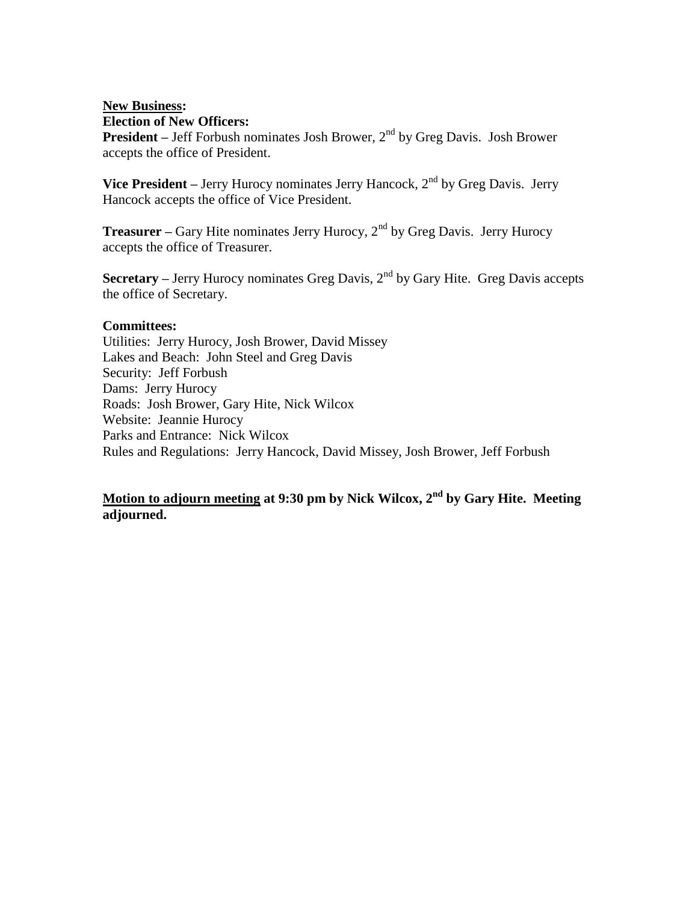**New Business:**

**Election of New Officers:**

**President** – Jeff Forbush nominates Josh Brower, 2nd by Greg Davis. Josh Brower accepts the office of President.

**Vice President** – Jerry Hurocy nominates Jerry Hancock, 2nd by Greg Davis. Jerry Hancock accepts the office of Vice President.

**Treasurer** – Gary Hite nominates Jerry Hurocy, 2nd by Greg Davis. Jerry Hurocy accepts the office of Treasurer.

**Secretary** – Jerry Hurocy nominates Greg Davis, 2nd by Gary Hite. Greg Davis accepts the office of Secretary.

**Committees:**

Utilities: Jerry Hurocy, Josh Brower, David Missey
Lakes and Beach: John Steel and Greg Davis
Security: Jeff Forbush
Dams: Jerry Hurocy
Roads: Josh Brower, Gary Hite, Nick Wilcox
Website: Jeannie Hurocy
Parks and Entrance: Nick Wilcox
Rules and Regulations: Jerry Hancock, David Missey, Josh Brower, Jeff Forbush

**Motion to adjourn meeting at 9:30 pm by Nick Wilcox, 2nd by Gary Hite. Meeting adjourned.**